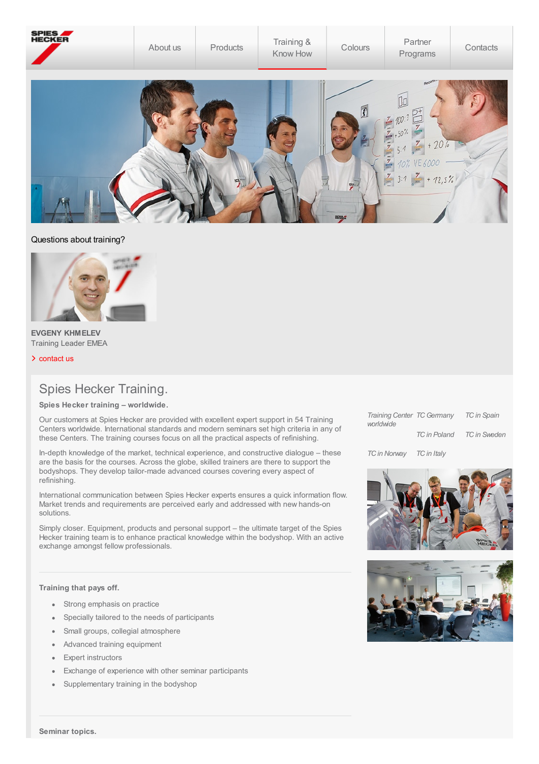About us | Products | Training & Know How | Colours | Partner Programs | Contacts

Questions about training?

**EVGENY KHMELEV**
Training Leader EMEA

> contact us

# Spies Hecker Training.

**Spies Hecker training – worldwide.**

Our customers at Spies Hecker are provided with excellent expert support in 54 Training Centers worldwide. International standards and modern seminars set high criteria in any of these Centers. The training courses focus on all the practical aspects of refinishing.

In-depth knowledge of the market, technical experience, and constructive dialogue – these are the basis for the courses. Across the globe, skilled trainers are there to support the bodyshops. They develop tailor-made advanced courses covering every aspect of refinishing.

International communication between Spies Hecker experts ensures a quick information flow. Market trends and requirements are perceived early and addressed with new hands-on solutions.

Simply closer. Equipment, products and personal support – the ultimate target of the Spies Hecker training team is to enhance practical knowledge within the bodyshop. With an active exchange amongst fellow professionals.

*Training Center worldwide* | *TC Germany* | *TC in Spain* | *TC in Poland* | *TC in Sweden* | *TC in Norway* | *TC in Italy*

**Training that pays off.**

- Strong emphasis on practice
- Specially tailored to the needs of participants
- Small groups, collegial atmosphere
- Advanced training equipment
- Expert instructors
- Exchange of experience with other seminar participants
- Supplementary training in the bodyshop

**Seminar topics.**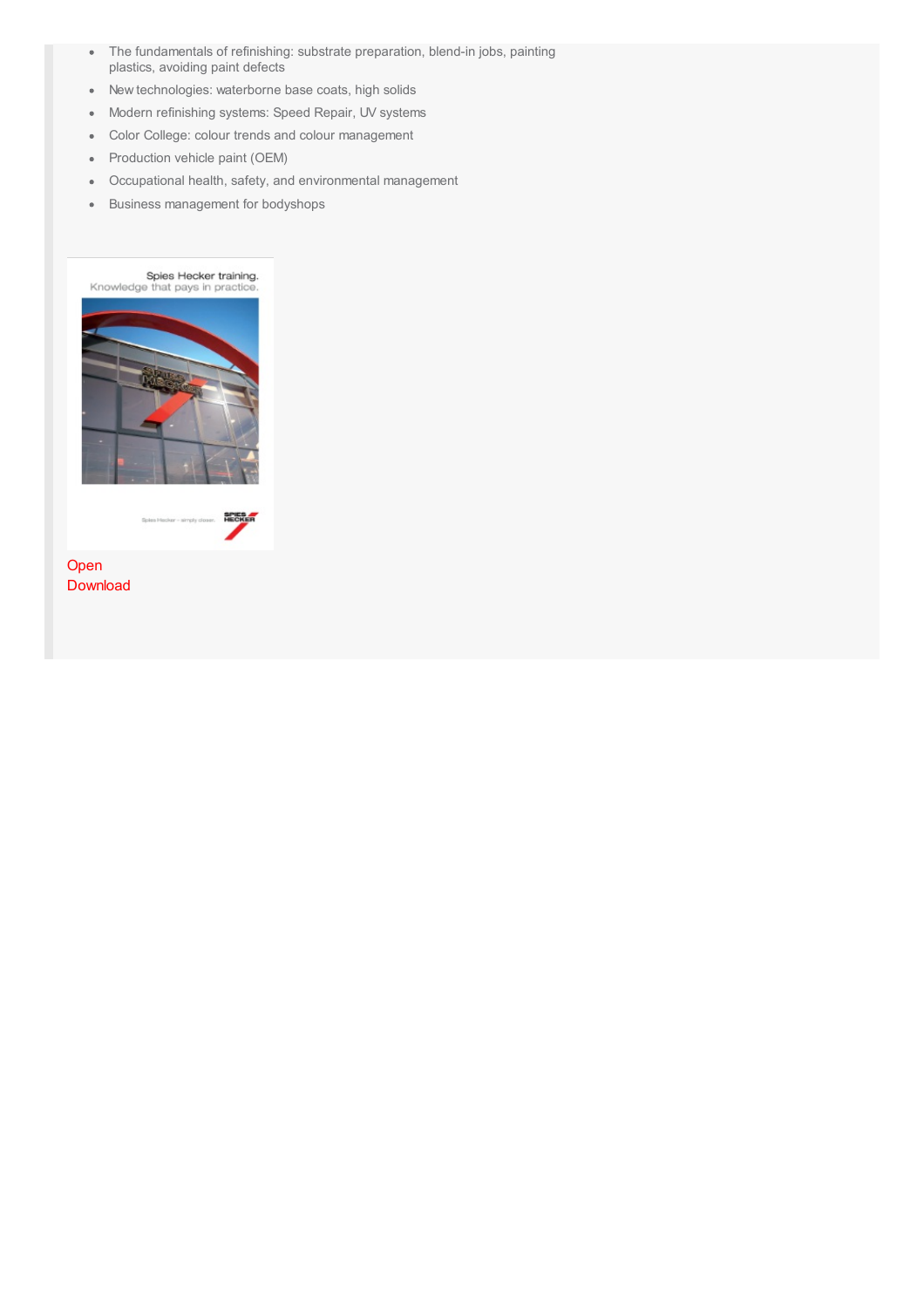- The fundamentals of refinishing: substrate preparation, blend-in jobs, painting plastics, avoiding paint defects
- New technologies: waterborne base coats, high solids
- Modern refinishing systems: Speed Repair, UV systems
- Color College: colour trends and colour management
- Production vehicle paint (OEM)
- Occupational health, safety, and environmental management
- Business management for bodyshops

Open
Download